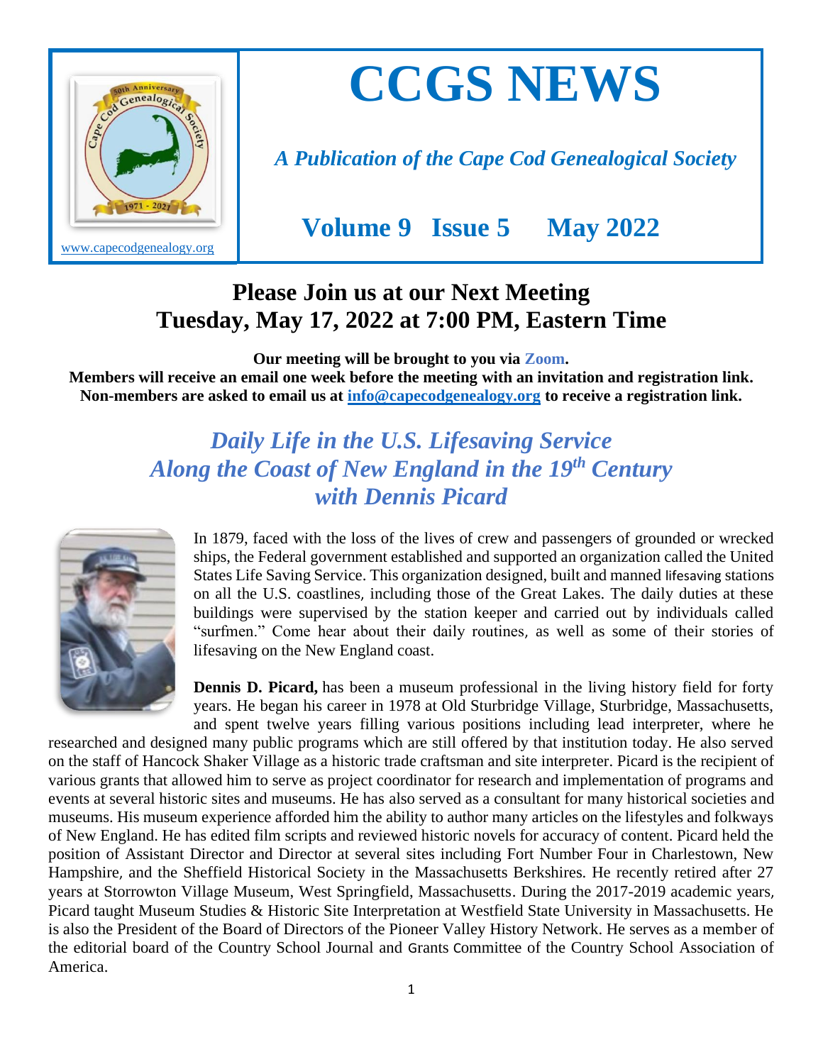# CCGS NEWS

*A Publication of the Cape Cod Genealogical Society*

**Volume 9 Issue 5 May 2022**

www.capecodgenealogy.org

## Please Join us at our Next Meeting
## Tuesday, May 17, 2022 at 7:00 PM, Eastern Time

**Our meeting will be brought to you via Zoom.**
**Members will receive an email one week before the meeting with an invitation and registration link.**
**Non-members are asked to email us at info@capecodgenealogy.org to receive a registration link.**

## *Daily Life in the U.S. Lifesaving Service Along the Coast of New England in the 19th Century with Dennis Picard*

In 1879, faced with the loss of the lives of crew and passengers of grounded or wrecked ships, the Federal government established and supported an organization called the United States Life Saving Service. This organization designed, built and manned lifesaving stations on all the U.S. coastlines, including those of the Great Lakes. The daily duties at these buildings were supervised by the station keeper and carried out by individuals called "surfmen." Come hear about their daily routines, as well as some of their stories of lifesaving on the New England coast.

**Dennis D. Picard,** has been a museum professional in the living history field for forty years. He began his career in 1978 at Old Sturbridge Village, Sturbridge, Massachusetts, and spent twelve years filling various positions including lead interpreter, where he researched and designed many public programs which are still offered by that institution today. He also served on the staff of Hancock Shaker Village as a historic trade craftsman and site interpreter. Picard is the recipient of various grants that allowed him to serve as project coordinator for research and implementation of programs and events at several historic sites and museums. He has also served as a consultant for many historical societies and museums. His museum experience afforded him the ability to author many articles on the lifestyles and folkways of New England. He has edited film scripts and reviewed historic novels for accuracy of content. Picard held the position of Assistant Director and Director at several sites including Fort Number Four in Charlestown, New Hampshire, and the Sheffield Historical Society in the Massachusetts Berkshires. He recently retired after 27 years at Storrowton Village Museum, West Springfield, Massachusetts. During the 2017-2019 academic years, Picard taught Museum Studies & Historic Site Interpretation at Westfield State University in Massachusetts. He is also the President of the Board of Directors of the Pioneer Valley History Network. He serves as a member of the editorial board of the Country School Journal and Grants Committee of the Country School Association of America.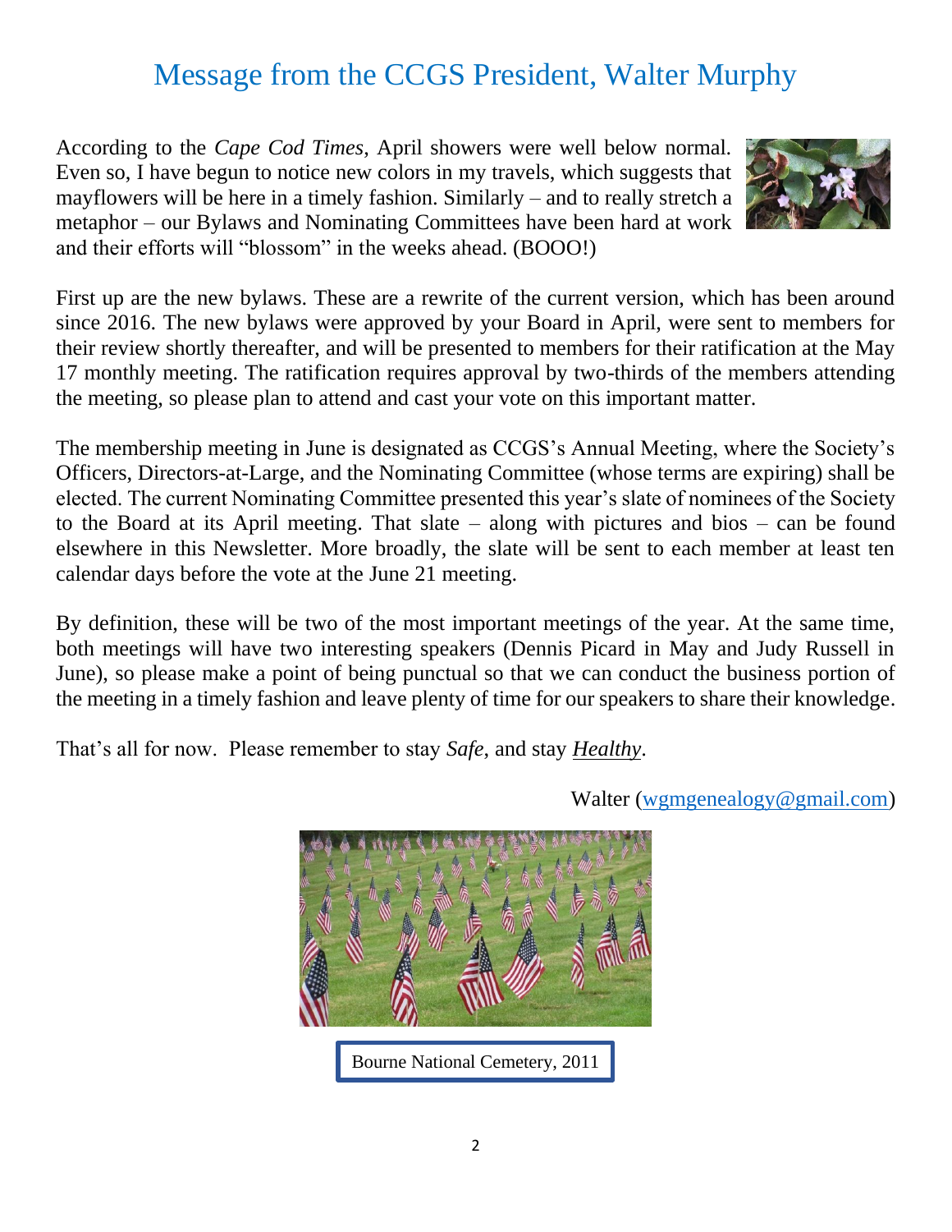# Message from the CCGS President, Walter Murphy

According to the *Cape Cod Times*, April showers were well below normal. Even so, I have begun to notice new colors in my travels, which suggests that mayflowers will be here in a timely fashion. Similarly – and to really stretch a metaphor – our Bylaws and Nominating Committees have been hard at work and their efforts will "blossom" in the weeks ahead. (BOOO!)

First up are the new bylaws. These are a rewrite of the current version, which has been around since 2016. The new bylaws were approved by your Board in April, were sent to members for their review shortly thereafter, and will be presented to members for their ratification at the May 17 monthly meeting. The ratification requires approval by two-thirds of the members attending the meeting, so please plan to attend and cast your vote on this important matter.

The membership meeting in June is designated as CCGS's Annual Meeting, where the Society's Officers, Directors-at-Large, and the Nominating Committee (whose terms are expiring) shall be elected. The current Nominating Committee presented this year's slate of nominees of the Society to the Board at its April meeting. That slate – along with pictures and bios – can be found elsewhere in this Newsletter. More broadly, the slate will be sent to each member at least ten calendar days before the vote at the June 21 meeting.

By definition, these will be two of the most important meetings of the year. At the same time, both meetings will have two interesting speakers (Dennis Picard in May and Judy Russell in June), so please make a point of being punctual so that we can conduct the business portion of the meeting in a timely fashion and leave plenty of time for our speakers to share their knowledge.

That's all for now. Please remember to stay *Safe*, and stay ***Healthy***.

Walter (wgmgenealogy@gmail.com)

Bourne National Cemetery, 2011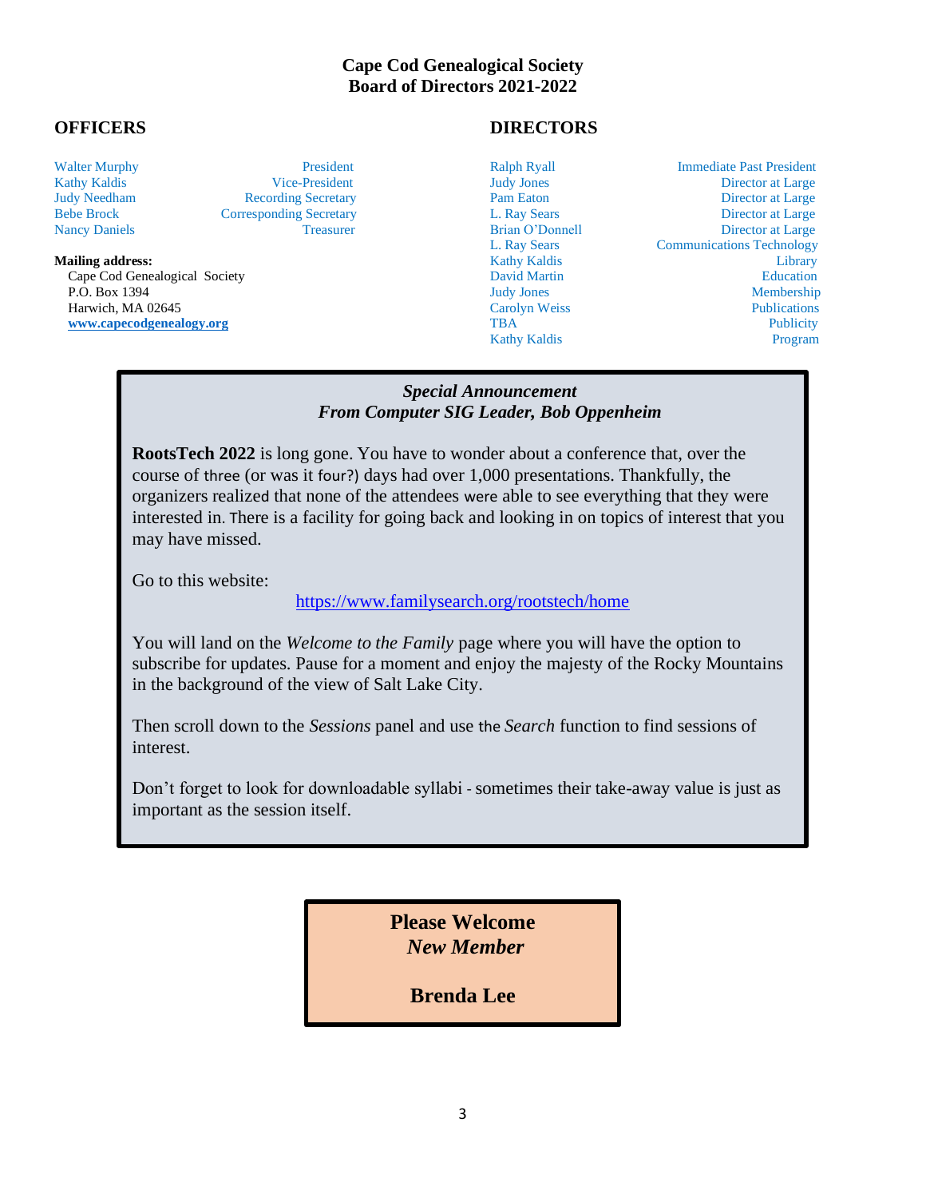# Cape Cod Genealogical Society
# Board of Directors 2021-2022

## OFFICERS

| Name | Position |
|---|---|
| Walter Murphy | President |
| Kathy Kaldis | Vice-President |
| Judy Needham | Recording Secretary |
| Bebe Brock | Corresponding Secretary |
| Nancy Daniels | Treasurer |

**Mailing address:**
Cape Cod Genealogical Society
P.O. Box 1394
Harwich, MA 02645
**www.capecodgenealogy.org**

## DIRECTORS

| Name | Position |
|---|---|
| Ralph Ryall | Immediate Past President |
| Judy Jones | Director at Large |
| Pam Eaton | Director at Large |
| L. Ray Sears | Director at Large |
| Brian O'Donnell | Director at Large |
| L. Ray Sears | Communications Technology |
| Kathy Kaldis | Library |
| David Martin | Education |
| Judy Jones | Membership |
| Carolyn Weiss | Publications |
| TBA | Publicity |
| Kathy Kaldis | Program |

***Special Announcement***
***From Computer SIG Leader, Bob Oppenheim***

**RootsTech 2022** is long gone. You have to wonder about a conference that, over the course of three (or was it four?) days had over 1,000 presentations. Thankfully, the organizers realized that none of the attendees were able to see everything that they were interested in. There is a facility for going back and looking in on topics of interest that you may have missed.

Go to this website:

https://www.familysearch.org/rootstech/home

You will land on the *Welcome to the Family* page where you will have the option to subscribe for updates. Pause for a moment and enjoy the majesty of the Rocky Mountains in the background of the view of Salt Lake City.

Then scroll down to the *Sessions* panel and use the *Search* function to find sessions of interest.

Don't forget to look for downloadable syllabi - sometimes their take-away value is just as important as the session itself.

**Please Welcome**
***New Member***

**Brenda Lee**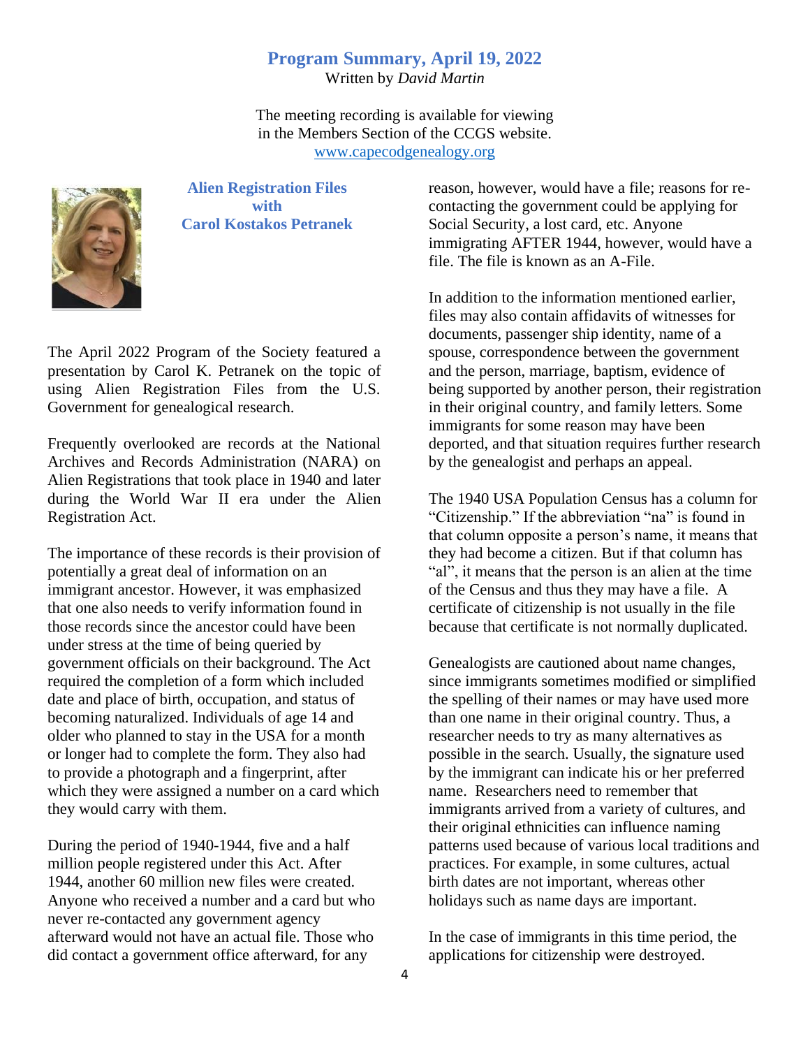## Program Summary, April 19, 2022

Written by *David Martin*

The meeting recording is available for viewing in the Members Section of the CCGS website. www.capecodgenealogy.org

### Alien Registration Files with Carol Kostakos Petranek

The April 2022 Program of the Society featured a presentation by Carol K. Petranek on the topic of using Alien Registration Files from the U.S. Government for genealogical research.

Frequently overlooked are records at the National Archives and Records Administration (NARA) on Alien Registrations that took place in 1940 and later during the World War II era under the Alien Registration Act.

The importance of these records is their provision of potentially a great deal of information on an immigrant ancestor. However, it was emphasized that one also needs to verify information found in those records since the ancestor could have been under stress at the time of being queried by government officials on their background. The Act required the completion of a form which included date and place of birth, occupation, and status of becoming naturalized. Individuals of age 14 and older who planned to stay in the USA for a month or longer had to complete the form. They also had to provide a photograph and a fingerprint, after which they were assigned a number on a card which they would carry with them.

During the period of 1940-1944, five and a half million people registered under this Act. After 1944, another 60 million new files were created. Anyone who received a number and a card but who never re-contacted any government agency afterward would not have an actual file. Those who did contact a government office afterward, for any reason, however, would have a file; reasons for re-contacting the government could be applying for Social Security, a lost card, etc. Anyone immigrating AFTER 1944, however, would have a file. The file is known as an A-File.

In addition to the information mentioned earlier, files may also contain affidavits of witnesses for documents, passenger ship identity, name of a spouse, correspondence between the government and the person, marriage, baptism, evidence of being supported by another person, their registration in their original country, and family letters. Some immigrants for some reason may have been deported, and that situation requires further research by the genealogist and perhaps an appeal.

The 1940 USA Population Census has a column for "Citizenship." If the abbreviation "na" is found in that column opposite a person's name, it means that they had become a citizen. But if that column has "al", it means that the person is an alien at the time of the Census and thus they may have a file. A certificate of citizenship is not usually in the file because that certificate is not normally duplicated.

Genealogists are cautioned about name changes, since immigrants sometimes modified or simplified the spelling of their names or may have used more than one name in their original country. Thus, a researcher needs to try as many alternatives as possible in the search. Usually, the signature used by the immigrant can indicate his or her preferred name. Researchers need to remember that immigrants arrived from a variety of cultures, and their original ethnicities can influence naming patterns used because of various local traditions and practices. For example, in some cultures, actual birth dates are not important, whereas other holidays such as name days are important.

In the case of immigrants in this time period, the applications for citizenship were destroyed.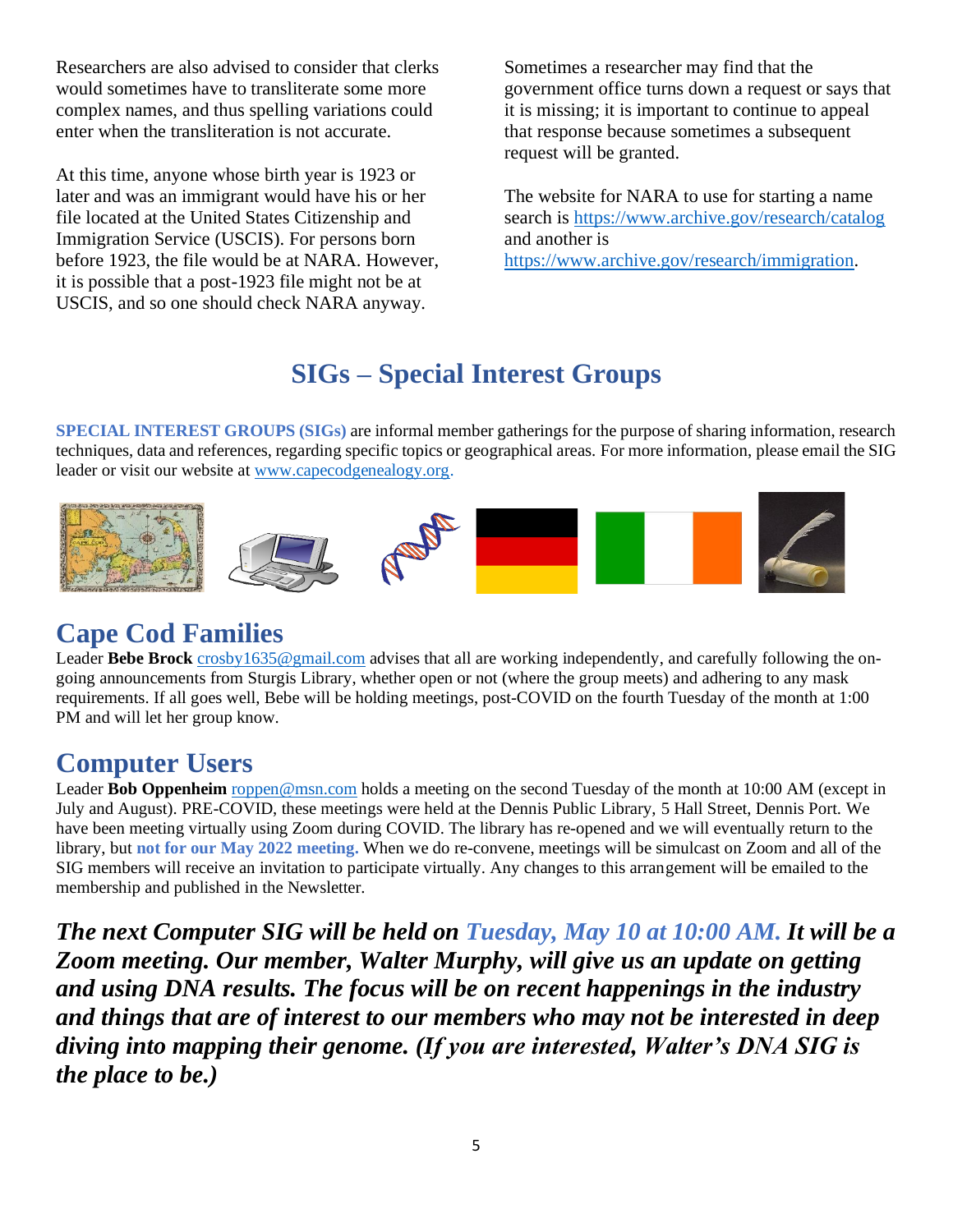Researchers are also advised to consider that clerks would sometimes have to transliterate some more complex names, and thus spelling variations could enter when the transliteration is not accurate.

At this time, anyone whose birth year is 1923 or later and was an immigrant would have his or her file located at the United States Citizenship and Immigration Service (USCIS). For persons born before 1923, the file would be at NARA. However, it is possible that a post-1923 file might not be at USCIS, and so one should check NARA anyway.

Sometimes a researcher may find that the government office turns down a request or says that it is missing; it is important to continue to appeal that response because sometimes a subsequent request will be granted.

The website for NARA to use for starting a name search is https://www.archive.gov/research/catalog and another is https://www.archive.gov/research/immigration.

# SIGs – Special Interest Groups

**SPECIAL INTEREST GROUPS (SIGs)** are informal member gatherings for the purpose of sharing information, research techniques, data and references, regarding specific topics or geographical areas. For more information, please email the SIG leader or visit our website at www.capecodgenealogy.org.

## Cape Cod Families

Leader **Bebe Brock** crosby1635@gmail.com advises that all are working independently, and carefully following the on-going announcements from Sturgis Library, whether open or not (where the group meets) and adhering to any mask requirements. If all goes well, Bebe will be holding meetings, post-COVID on the fourth Tuesday of the month at 1:00 PM and will let her group know.

## Computer Users

Leader **Bob Oppenheim** roppen@msn.com holds a meeting on the second Tuesday of the month at 10:00 AM (except in July and August). PRE-COVID, these meetings were held at the Dennis Public Library, 5 Hall Street, Dennis Port. We have been meeting virtually using Zoom during COVID. The library has re-opened and we will eventually return to the library, but **not for our May 2022 meeting.** When we do re-convene, meetings will be simulcast on Zoom and all of the SIG members will receive an invitation to participate virtually. Any changes to this arrangement will be emailed to the membership and published in the Newsletter.

***The next Computer SIG will be held on Tuesday, May 10 at 10:00 AM. It will be a Zoom meeting. Our member, Walter Murphy, will give us an update on getting and using DNA results. The focus will be on recent happenings in the industry and things that are of interest to our members who may not be interested in deep diving into mapping their genome. (If you are interested, Walter's DNA SIG is the place to be.)***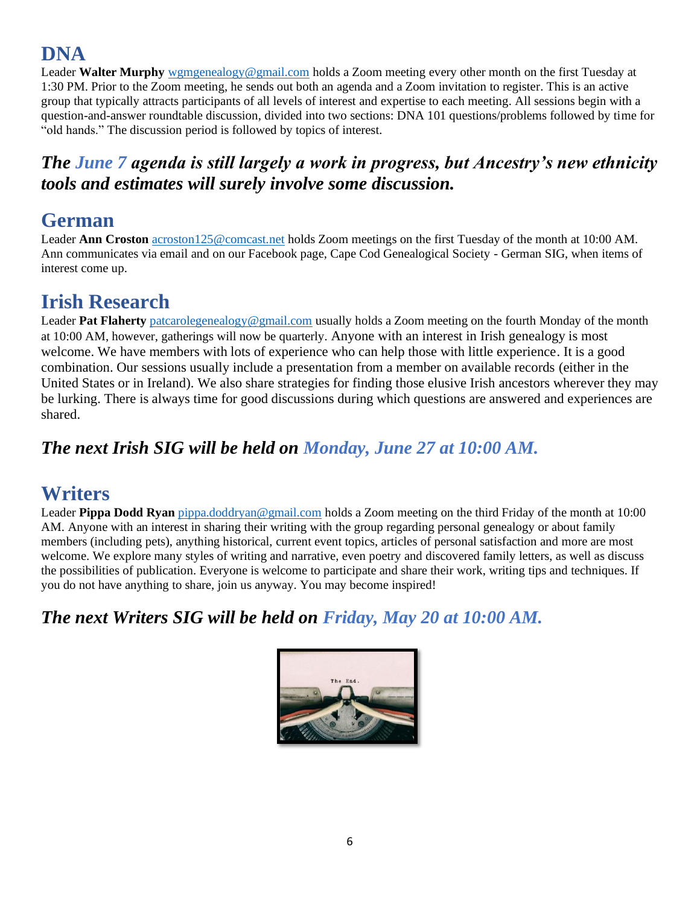## DNA

Leader **Walter Murphy** wgmgenealogy@gmail.com holds a Zoom meeting every other month on the first Tuesday at 1:30 PM. Prior to the Zoom meeting, he sends out both an agenda and a Zoom invitation to register. This is an active group that typically attracts participants of all levels of interest and expertise to each meeting. All sessions begin with a question-and-answer roundtable discussion, divided into two sections: DNA 101 questions/problems followed by time for "old hands." The discussion period is followed by topics of interest.

***The June 7 agenda is still largely a work in progress, but Ancestry's new ethnicity tools and estimates will surely involve some discussion.***

## German

Leader **Ann Croston** acroston125@comcast.net holds Zoom meetings on the first Tuesday of the month at 10:00 AM. Ann communicates via email and on our Facebook page, Cape Cod Genealogical Society - German SIG, when items of interest come up.

## Irish Research

Leader **Pat Flaherty** patcarolegenealogy@gmail.com usually holds a Zoom meeting on the fourth Monday of the month at 10:00 AM, however, gatherings will now be quarterly. Anyone with an interest in Irish genealogy is most welcome. We have members with lots of experience who can help those with little experience. It is a good combination. Our sessions usually include a presentation from a member on available records (either in the United States or in Ireland). We also share strategies for finding those elusive Irish ancestors wherever they may be lurking. There is always time for good discussions during which questions are answered and experiences are shared.

***The next Irish SIG will be held on Monday, June 27 at 10:00 AM.***

## Writers

Leader **Pippa Dodd Ryan** pippa.doddryan@gmail.com holds a Zoom meeting on the third Friday of the month at 10:00 AM. Anyone with an interest in sharing their writing with the group regarding personal genealogy or about family members (including pets), anything historical, current event topics, articles of personal satisfaction and more are most welcome. We explore many styles of writing and narrative, even poetry and discovered family letters, as well as discuss the possibilities of publication. Everyone is welcome to participate and share their work, writing tips and techniques. If you do not have anything to share, join us anyway. You may become inspired!

***The next Writers SIG will be held on Friday, May 20 at 10:00 AM.***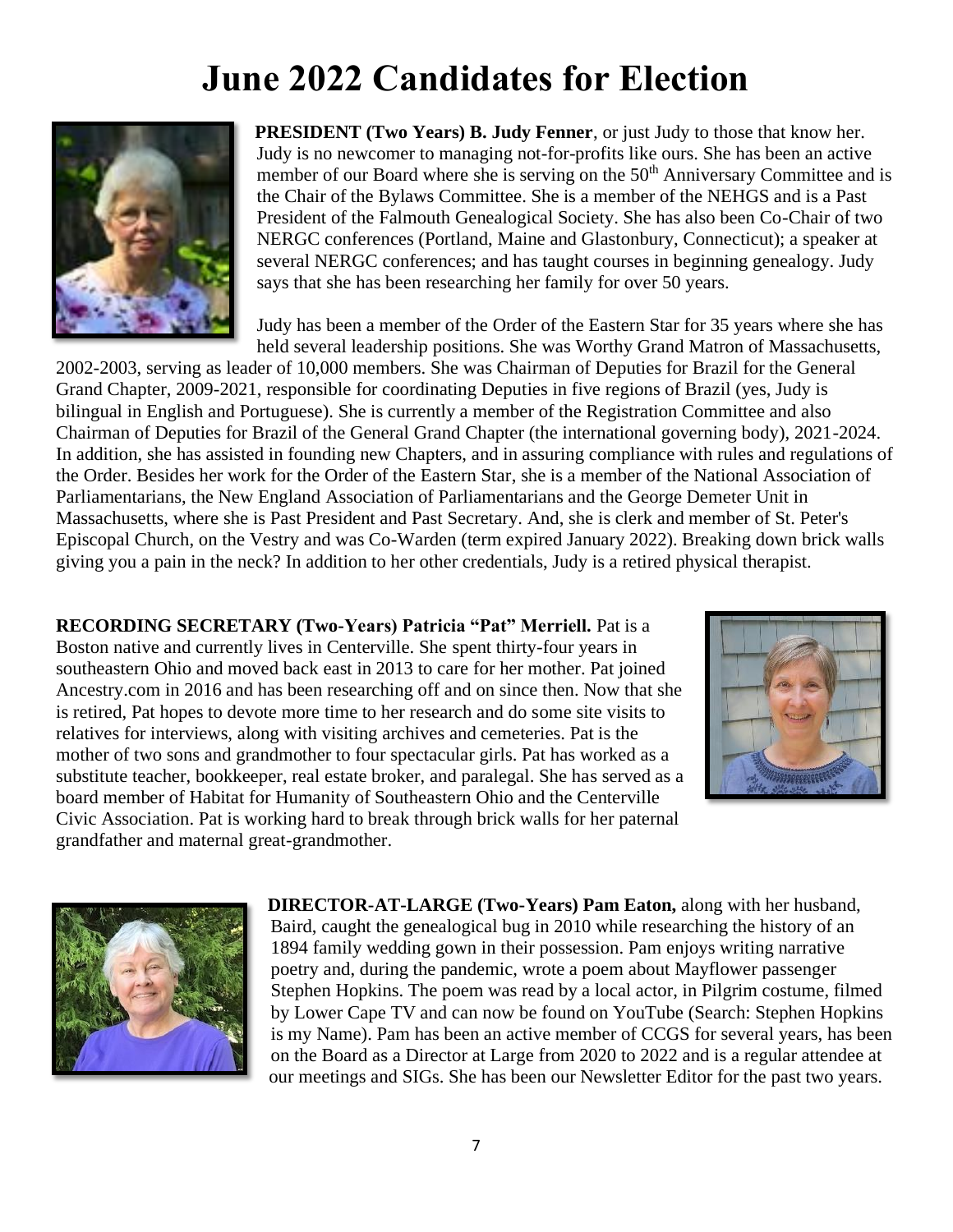# June 2022 Candidates for Election

**PRESIDENT (Two Years) B. Judy Fenner**, or just Judy to those that know her. Judy is no newcomer to managing not-for-profits like ours. She has been an active member of our Board where she is serving on the 50th Anniversary Committee and is the Chair of the Bylaws Committee. She is a member of the NEHGS and is a Past President of the Falmouth Genealogical Society. She has also been Co-Chair of two NERGC conferences (Portland, Maine and Glastonbury, Connecticut); a speaker at several NERGC conferences; and has taught courses in beginning genealogy. Judy says that she has been researching her family for over 50 years.

Judy has been a member of the Order of the Eastern Star for 35 years where she has held several leadership positions. She was Worthy Grand Matron of Massachusetts, 2002-2003, serving as leader of 10,000 members. She was Chairman of Deputies for Brazil for the General Grand Chapter, 2009-2021, responsible for coordinating Deputies in five regions of Brazil (yes, Judy is bilingual in English and Portuguese). She is currently a member of the Registration Committee and also Chairman of Deputies for Brazil of the General Grand Chapter (the international governing body), 2021-2024. In addition, she has assisted in founding new Chapters, and in assuring compliance with rules and regulations of the Order. Besides her work for the Order of the Eastern Star, she is a member of the National Association of Parliamentarians, the New England Association of Parliamentarians and the George Demeter Unit in Massachusetts, where she is Past President and Past Secretary. And, she is clerk and member of St. Peter's Episcopal Church, on the Vestry and was Co-Warden (term expired January 2022). Breaking down brick walls giving you a pain in the neck? In addition to her other credentials, Judy is a retired physical therapist.

**RECORDING SECRETARY (Two-Years) Patricia "Pat" Merriell.** Pat is a Boston native and currently lives in Centerville. She spent thirty-four years in southeastern Ohio and moved back east in 2013 to care for her mother. Pat joined Ancestry.com in 2016 and has been researching off and on since then. Now that she is retired, Pat hopes to devote more time to her research and do some site visits to relatives for interviews, along with visiting archives and cemeteries. Pat is the mother of two sons and grandmother to four spectacular girls. Pat has worked as a substitute teacher, bookkeeper, real estate broker, and paralegal. She has served as a board member of Habitat for Humanity of Southeastern Ohio and the Centerville Civic Association. Pat is working hard to break through brick walls for her paternal grandfather and maternal great-grandmother.

**DIRECTOR-AT-LARGE (Two-Years) Pam Eaton,** along with her husband, Baird, caught the genealogical bug in 2010 while researching the history of an 1894 family wedding gown in their possession. Pam enjoys writing narrative poetry and, during the pandemic, wrote a poem about Mayflower passenger Stephen Hopkins. The poem was read by a local actor, in Pilgrim costume, filmed by Lower Cape TV and can now be found on YouTube (Search: Stephen Hopkins is my Name). Pam has been an active member of CCGS for several years, has been on the Board as a Director at Large from 2020 to 2022 and is a regular attendee at our meetings and SIGs. She has been our Newsletter Editor for the past two years.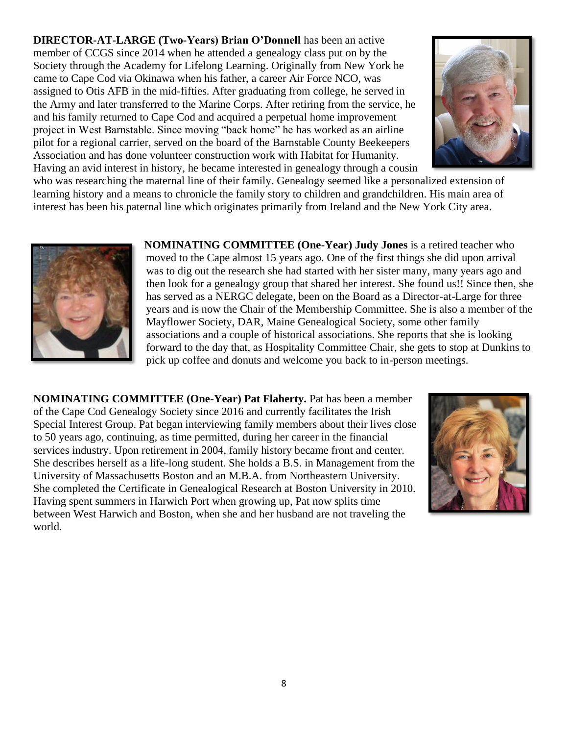**DIRECTOR-AT-LARGE (Two-Years) Brian O'Donnell** has been an active member of CCGS since 2014 when he attended a genealogy class put on by the Society through the Academy for Lifelong Learning. Originally from New York he came to Cape Cod via Okinawa when his father, a career Air Force NCO, was assigned to Otis AFB in the mid-fifties. After graduating from college, he served in the Army and later transferred to the Marine Corps. After retiring from the service, he and his family returned to Cape Cod and acquired a perpetual home improvement project in West Barnstable. Since moving "back home" he has worked as an airline pilot for a regional carrier, served on the board of the Barnstable County Beekeepers Association and has done volunteer construction work with Habitat for Humanity. Having an avid interest in history, he became interested in genealogy through a cousin who was researching the maternal line of their family. Genealogy seemed like a personalized extension of learning history and a means to chronicle the family story to children and grandchildren. His main area of interest has been his paternal line which originates primarily from Ireland and the New York City area.

**NOMINATING COMMITTEE (One-Year) Judy Jones** is a retired teacher who moved to the Cape almost 15 years ago. One of the first things she did upon arrival was to dig out the research she had started with her sister many, many years ago and then look for a genealogy group that shared her interest. She found us!! Since then, she has served as a NERGC delegate, been on the Board as a Director-at-Large for three years and is now the Chair of the Membership Committee. She is also a member of the Mayflower Society, DAR, Maine Genealogical Society, some other family associations and a couple of historical associations. She reports that she is looking forward to the day that, as Hospitality Committee Chair, she gets to stop at Dunkins to pick up coffee and donuts and welcome you back to in-person meetings.

**NOMINATING COMMITTEE (One-Year) Pat Flaherty.** Pat has been a member of the Cape Cod Genealogy Society since 2016 and currently facilitates the Irish Special Interest Group. Pat began interviewing family members about their lives close to 50 years ago, continuing, as time permitted, during her career in the financial services industry. Upon retirement in 2004, family history became front and center. She describes herself as a life-long student. She holds a B.S. in Management from the University of Massachusetts Boston and an M.B.A. from Northeastern University. She completed the Certificate in Genealogical Research at Boston University in 2010. Having spent summers in Harwich Port when growing up, Pat now splits time between West Harwich and Boston, when she and her husband are not traveling the world.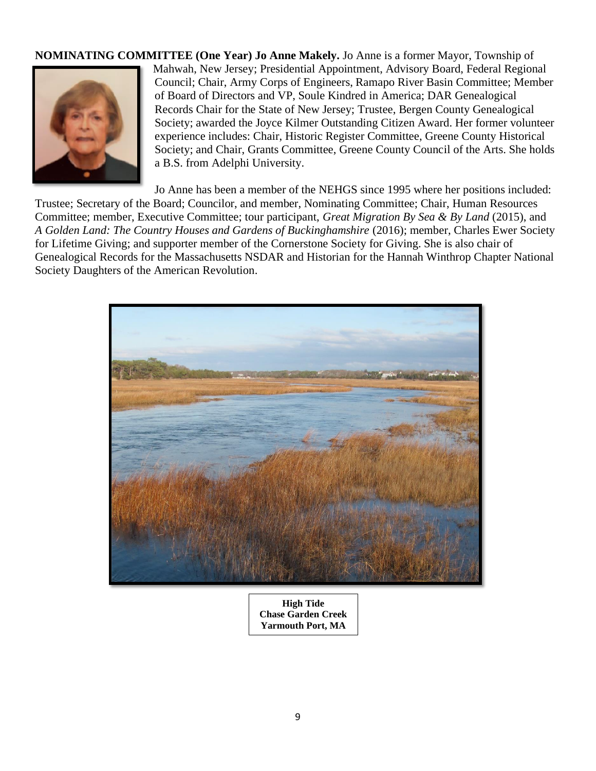**NOMINATING COMMITTEE (One Year) Jo Anne Makely.** Jo Anne is a former Mayor, Township of Mahwah, New Jersey; Presidential Appointment, Advisory Board, Federal Regional Council; Chair, Army Corps of Engineers, Ramapo River Basin Committee; Member of Board of Directors and VP, Soule Kindred in America; DAR Genealogical Records Chair for the State of New Jersey; Trustee, Bergen County Genealogical Society; awarded the Joyce Kilmer Outstanding Citizen Award. Her former volunteer experience includes: Chair, Historic Register Committee, Greene County Historical Society; and Chair, Grants Committee, Greene County Council of the Arts. She holds a B.S. from Adelphi University.

Jo Anne has been a member of the NEHGS since 1995 where her positions included: Trustee; Secretary of the Board; Councilor, and member, Nominating Committee; Chair, Human Resources Committee; member, Executive Committee; tour participant, *Great Migration By Sea & By Land* (2015), and *A Golden Land: The Country Houses and Gardens of Buckinghamshire* (2016); member, Charles Ewer Society for Lifetime Giving; and supporter member of the Cornerstone Society for Giving. She is also chair of Genealogical Records for the Massachusetts NSDAR and Historian for the Hannah Winthrop Chapter National Society Daughters of the American Revolution.

**High Tide**
**Chase Garden Creek**
**Yarmouth Port, MA**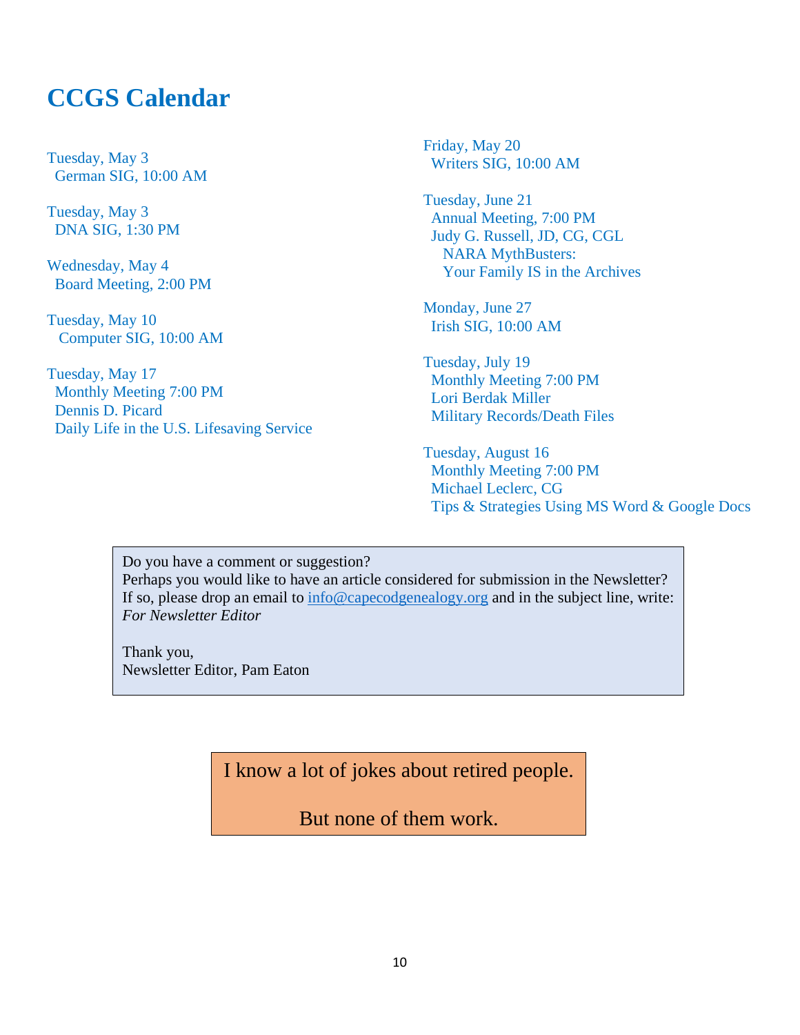# CCGS Calendar

Tuesday, May 3
German SIG, 10:00 AM

Tuesday, May 3
DNA SIG, 1:30 PM

Wednesday, May 4
Board Meeting, 2:00 PM

Tuesday, May 10
Computer SIG, 10:00 AM

Tuesday, May 17
Monthly Meeting 7:00 PM
Dennis D. Picard
Daily Life in the U.S. Lifesaving Service

Friday, May 20
Writers SIG, 10:00 AM

Tuesday, June 21
Annual Meeting, 7:00 PM
Judy G. Russell, JD, CG, CGL
NARA MythBusters:
Your Family IS in the Archives

Monday, June 27
Irish SIG, 10:00 AM

Tuesday, July 19
Monthly Meeting 7:00 PM
Lori Berdak Miller
Military Records/Death Files

Tuesday, August 16
Monthly Meeting 7:00 PM
Michael Leclerc, CG
Tips & Strategies Using MS Word & Google Docs

Do you have a comment or suggestion?
Perhaps you would like to have an article considered for submission in the Newsletter?
If so, please drop an email to info@capecodgenealogy.org and in the subject line, write: *For Newsletter Editor*

Thank you,
Newsletter Editor, Pam Eaton

I know a lot of jokes about retired people.

But none of them work.